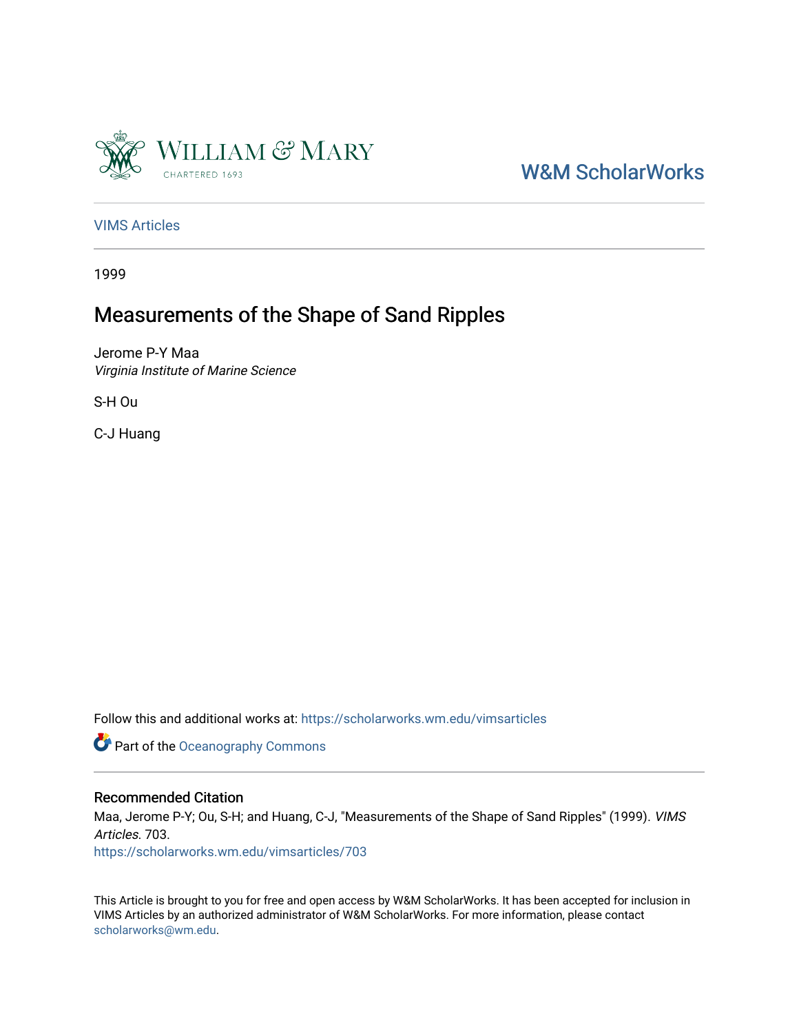W&M ScholarWorks

VIMS Articles

1999

# Measurements of the Shape of Sand Ripples

Jerome P-Y Maa
*Virginia Institute of Marine Science*

S-H Ou

C-J Huang

Follow this and additional works at: https://scholarworks.wm.edu/vimsarticles

Part of the Oceanography Commons

## Recommended Citation

Maa, Jerome P-Y; Ou, S-H; and Huang, C-J, "Measurements of the Shape of Sand Ripples" (1999). *VIMS Articles*. 703.
https://scholarworks.wm.edu/vimsarticles/703

This Article is brought to you for free and open access by W&M ScholarWorks. It has been accepted for inclusion in VIMS Articles by an authorized administrator of W&M ScholarWorks. For more information, please contact scholarworks@wm.edu.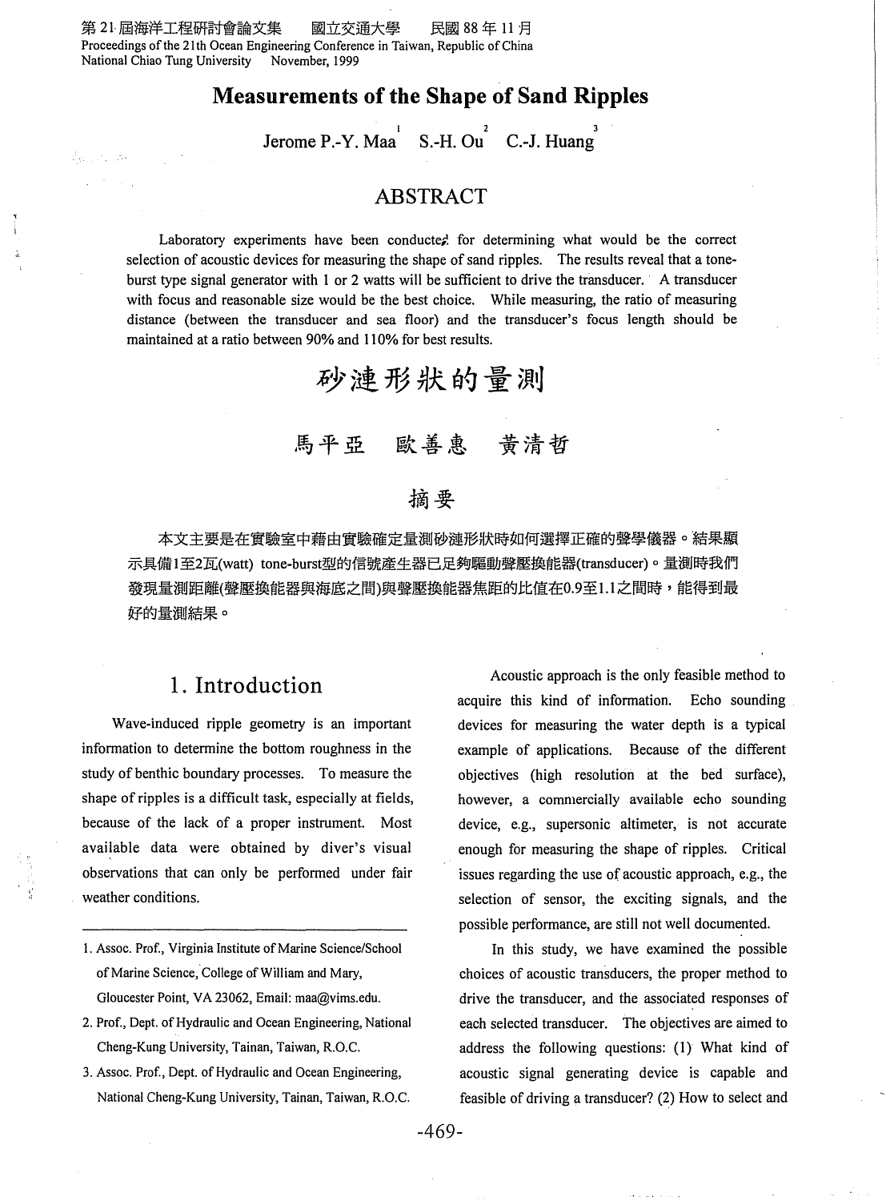# Measurements of the Shape of Sand Ripples

Jerome P.-Y. Maa[1] S.-H. Ou[2] C.-J. Huang[3]

## ABSTRACT

Laboratory experiments have been conducted for determining what would be the correct selection of acoustic devices for measuring the shape of sand ripples. The results reveal that a tone-burst type signal generator with 1 or 2 watts will be sufficient to drive the transducer. A transducer with focus and reasonable size would be the best choice. While measuring, the ratio of measuring distance (between the transducer and sea floor) and the transducer's focus length should be maintained at a ratio between 90% and 110% for best results.

# 砂漣形狀的量測

馬平亞 歐善惠 黃清哲

## 摘要

本文主要是在實驗室中藉由實驗確定量測砂漣形狀時如何選擇正確的聲學儀器。結果顯示具備1至2瓦(watt) tone-burst型的信號產生器已足夠驅動聲壓換能器(transducer)。量測時我們發現量測距離(聲壓換能器與海底之間)與聲壓換能器焦距的比值在0.9至1.1之間時，能得到最好的量測結果。

## 1. Introduction

Wave-induced ripple geometry is an important information to determine the bottom roughness in the study of benthic boundary processes. To measure the shape of ripples is a difficult task, especially at fields, because of the lack of a proper instrument. Most available data were obtained by diver's visual observations that can only be performed under fair weather conditions.

Acoustic approach is the only feasible method to acquire this kind of information. Echo sounding devices for measuring the water depth is a typical example of applications. Because of the different objectives (high resolution at the bed surface), however, a commercially available echo sounding device, e.g., supersonic altimeter, is not accurate enough for measuring the shape of ripples. Critical issues regarding the use of acoustic approach, e.g., the selection of sensor, the exciting signals, and the possible performance, are still not well documented.

In this study, we have examined the possible choices of acoustic transducers, the proper method to drive the transducer, and the associated responses of each selected transducer. The objectives are aimed to address the following questions: (1) What kind of acoustic signal generating device is capable and feasible of driving a transducer? (2) How to select and

---

1. Assoc. Prof., Virginia Institute of Marine Science/School of Marine Science, College of William and Mary, Gloucester Point, VA 23062, Email: maa@vims.edu.
2. Prof., Dept. of Hydraulic and Ocean Engineering, National Cheng-Kung University, Tainan, Taiwan, R.O.C.
3. Assoc. Prof., Dept. of Hydraulic and Ocean Engineering, National Cheng-Kung University, Tainan, Taiwan, R.O.C.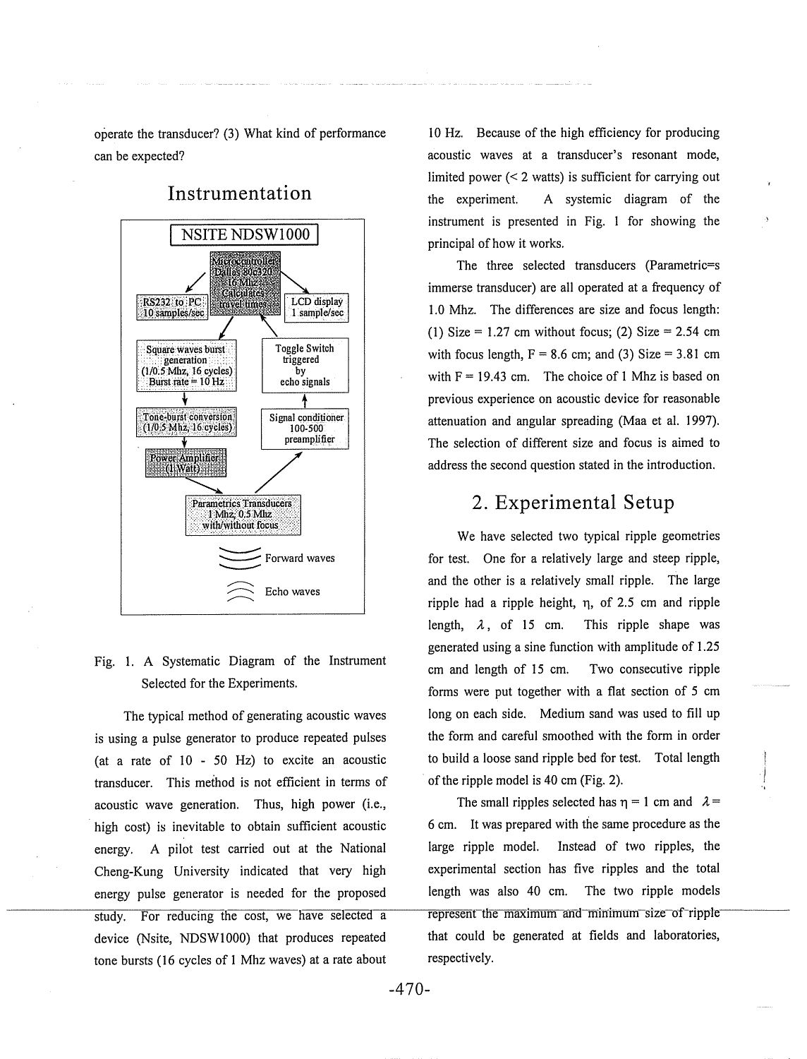operate the transducer? (3) What kind of performance can be expected?

## Instrumentation

NSITE NDSW1000

Microcontroller Dallas 80c320 16 Mhz Calculates travel times

RS232 to PC 10 samples/sec

LCD display 1 sample/sec

Square waves burst generation (1/0.5 Mhz, 16 cycles) Burst rate = 10 Hz

Toggle Switch triggered by echo signals

Tone-burst conversion (1/0.5 Mhz, 16 cycles)

Signal conditioner 100-500 preamplifier

Power Amplifier (1 Watt)

Parametrics Transducers 1 Mhz, 0.5 Mhz with/without focus

Forward waves

Echo waves

Fig. 1. A Systematic Diagram of the Instrument Selected for the Experiments.

The typical method of generating acoustic waves is using a pulse generator to produce repeated pulses (at a rate of 10 - 50 Hz) to excite an acoustic transducer. This method is not efficient in terms of acoustic wave generation. Thus, high power (i.e., high cost) is inevitable to obtain sufficient acoustic energy. A pilot test carried out at the National Cheng-Kung University indicated that very high energy pulse generator is needed for the proposed study. For reducing the cost, we have selected a device (Nsite, NDSW1000) that produces repeated tone bursts (16 cycles of 1 Mhz waves) at a rate about 10 Hz. Because of the high efficiency for producing acoustic waves at a transducer's resonant mode, limited power (< 2 watts) is sufficient for carrying out the experiment. A systemic diagram of the instrument is presented in Fig. 1 for showing the principal of how it works.

The three selected transducers (Parametric=s immerse transducer) are all operated at a frequency of 1.0 Mhz. The differences are size and focus length: (1) Size = 1.27 cm without focus; (2) Size = 2.54 cm with focus length, F = 8.6 cm; and (3) Size = 3.81 cm with F = 19.43 cm. The choice of 1 Mhz is based on previous experience on acoustic device for reasonable attenuation and angular spreading (Maa et al. 1997). The selection of different size and focus is aimed to address the second question stated in the introduction.

## 2. Experimental Setup

We have selected two typical ripple geometries for test. One for a relatively large and steep ripple, and the other is a relatively small ripple. The large ripple had a ripple height, $\eta$, of 2.5 cm and ripple length, $\lambda$, of 15 cm. This ripple shape was generated using a sine function with amplitude of 1.25 cm and length of 15 cm. Two consecutive ripple forms were put together with a flat section of 5 cm long on each side. Medium sand was used to fill up the form and careful smoothed with the form in order to build a loose sand ripple bed for test. Total length of the ripple model is 40 cm (Fig. 2).

The small ripples selected has $\eta$ = 1 cm and $\lambda$ = 6 cm. It was prepared with the same procedure as the large ripple model. Instead of two ripples, the experimental section has five ripples and the total length was also 40 cm. The two ripple models represent the maximum and minimum size of ripple that could be generated at fields and laboratories, respectively.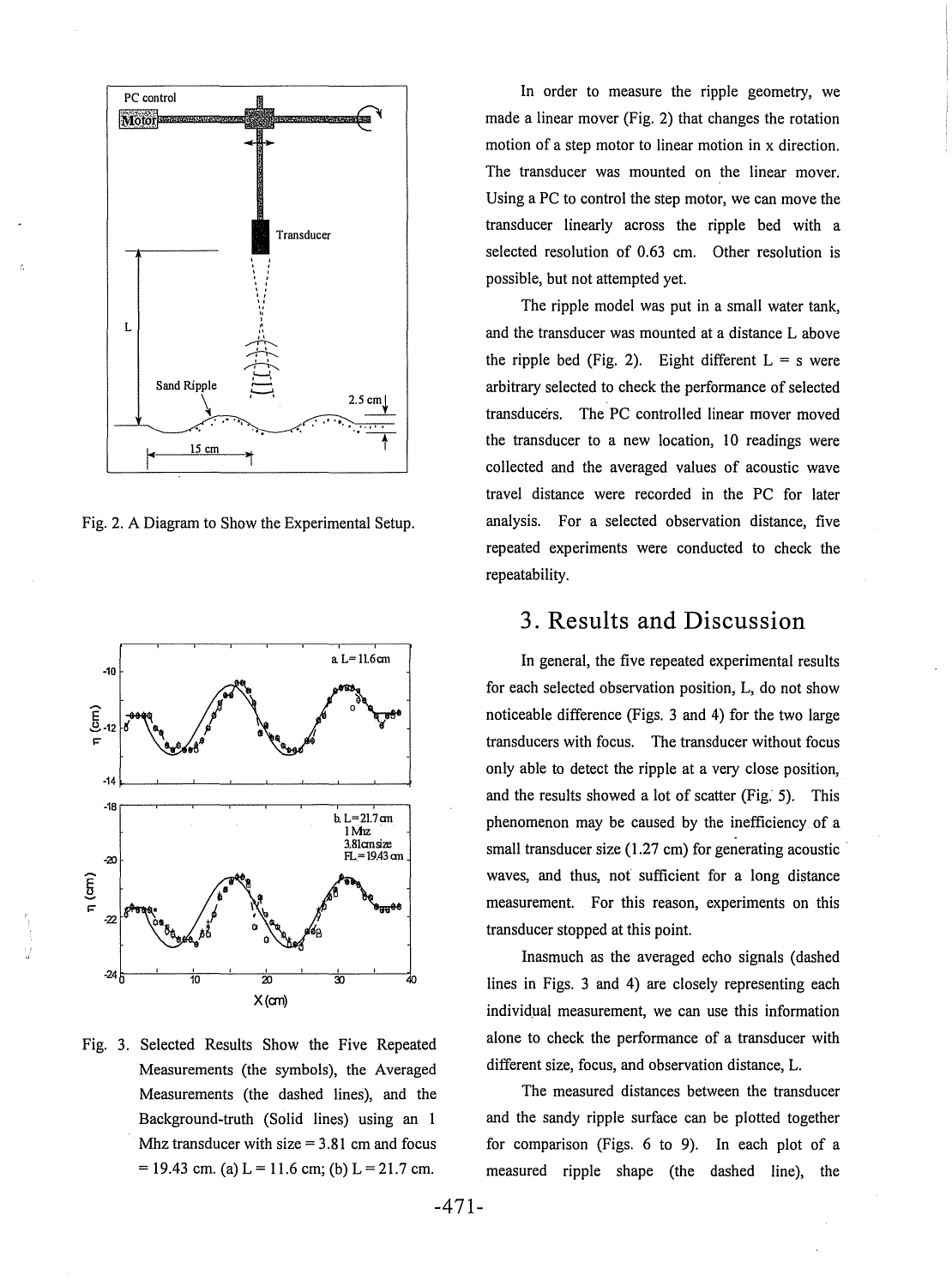Fig. 2. A Diagram to Show the Experimental Setup.

Fig. 3. Selected Results Show the Five Repeated Measurements (the symbols), the Averaged Measurements (the dashed lines), and the Background-truth (Solid lines) using an 1 Mhz transducer with size = 3.81 cm and focus = 19.43 cm. (a) L = 11.6 cm; (b) L = 21.7 cm.

In order to measure the ripple geometry, we made a linear mover (Fig. 2) that changes the rotation motion of a step motor to linear motion in x direction. The transducer was mounted on the linear mover. Using a PC to control the step motor, we can move the transducer linearly across the ripple bed with a selected resolution of 0.63 cm. Other resolution is possible, but not attempted yet.

The ripple model was put in a small water tank, and the transducer was mounted at a distance L above the ripple bed (Fig. 2). Eight different L = s were arbitrary selected to check the performance of selected transducers. The PC controlled linear mover moved the transducer to a new location, 10 readings were collected and the averaged values of acoustic wave travel distance were recorded in the PC for later analysis. For a selected observation distance, five repeated experiments were conducted to check the repeatability.

## 3. Results and Discussion

In general, the five repeated experimental results for each selected observation position, L, do not show noticeable difference (Figs. 3 and 4) for the two large transducers with focus. The transducer without focus only able to detect the ripple at a very close position, and the results showed a lot of scatter (Fig. 5). This phenomenon may be caused by the inefficiency of a small transducer size (1.27 cm) for generating acoustic waves, and thus, not sufficient for a long distance measurement. For this reason, experiments on this transducer stopped at this point.

Inasmuch as the averaged echo signals (dashed lines in Figs. 3 and 4) are closely representing each individual measurement, we can use this information alone to check the performance of a transducer with different size, focus, and observation distance, L.

The measured distances between the transducer and the sandy ripple surface can be plotted together for comparison (Figs. 6 to 9). In each plot of a measured ripple shape (the dashed line), the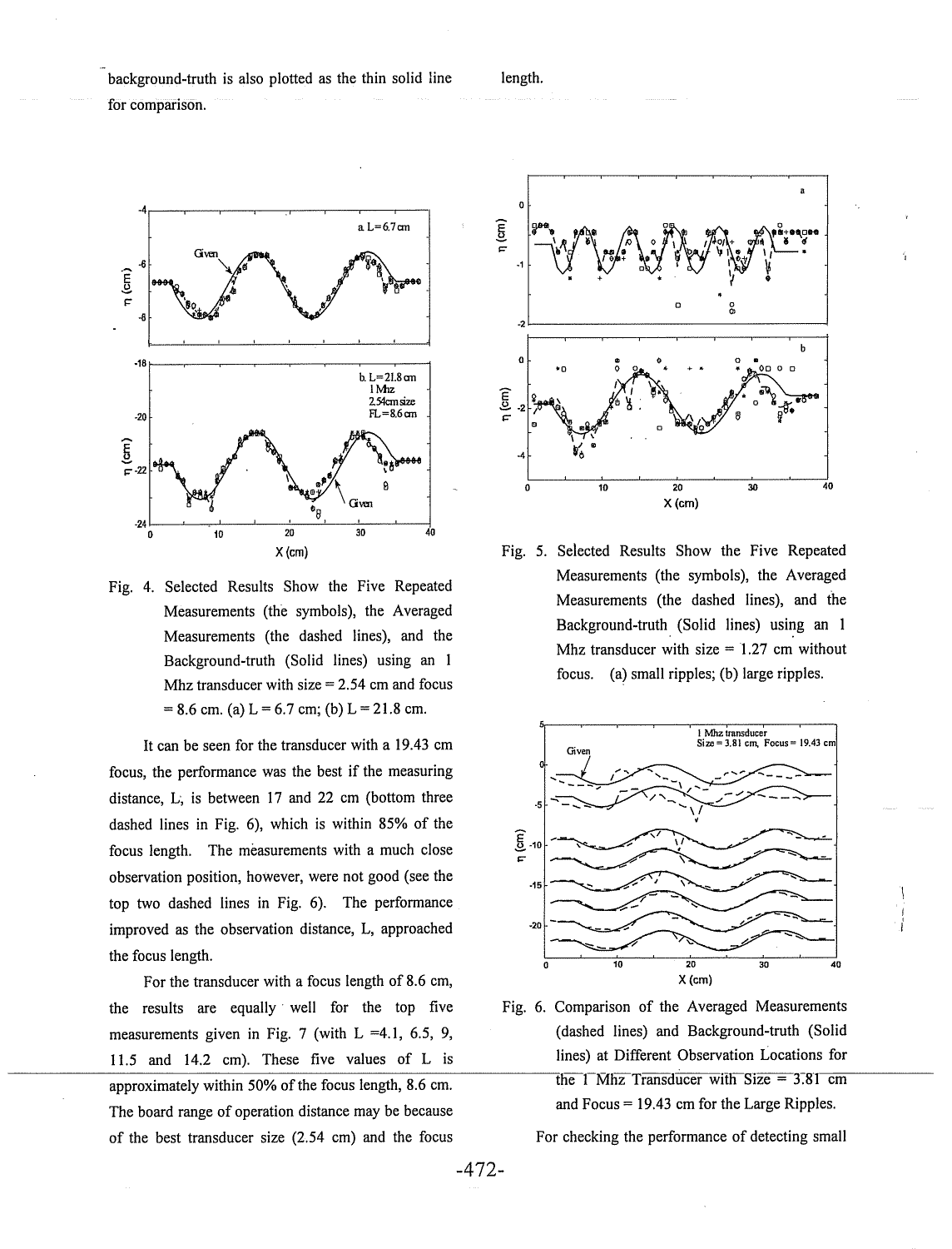background-truth is also plotted as the thin solid line for comparison.

length.

Fig. 4. Selected Results Show the Five Repeated Measurements (the symbols), the Averaged Measurements (the dashed lines), and the Background-truth (Solid lines) using an 1 Mhz transducer with size = 2.54 cm and focus = 8.6 cm. (a) L = 6.7 cm; (b) L = 21.8 cm.

Fig. 5. Selected Results Show the Five Repeated Measurements (the symbols), the Averaged Measurements (the dashed lines), and the Background-truth (Solid lines) using an 1 Mhz transducer with size = 1.27 cm without focus. (a) small ripples; (b) large ripples.

It can be seen for the transducer with a 19.43 cm focus, the performance was the best if the measuring distance, L, is between 17 and 22 cm (bottom three dashed lines in Fig. 6), which is within 85% of the focus length. The measurements with a much close observation position, however, were not good (see the top two dashed lines in Fig. 6). The performance improved as the observation distance, L, approached the focus length.

For the transducer with a focus length of 8.6 cm, the results are equally well for the top five measurements given in Fig. 7 (with L =4.1, 6.5, 9, 11.5 and 14.2 cm). These five values of L is approximately within 50% of the focus length, 8.6 cm. The board range of operation distance may be because of the best transducer size (2.54 cm) and the focus

Fig. 6. Comparison of the Averaged Measurements (dashed lines) and Background-truth (Solid lines) at Different Observation Locations for the 1 Mhz Transducer with Size = 3.81 cm and Focus = 19.43 cm for the Large Ripples.

For checking the performance of detecting small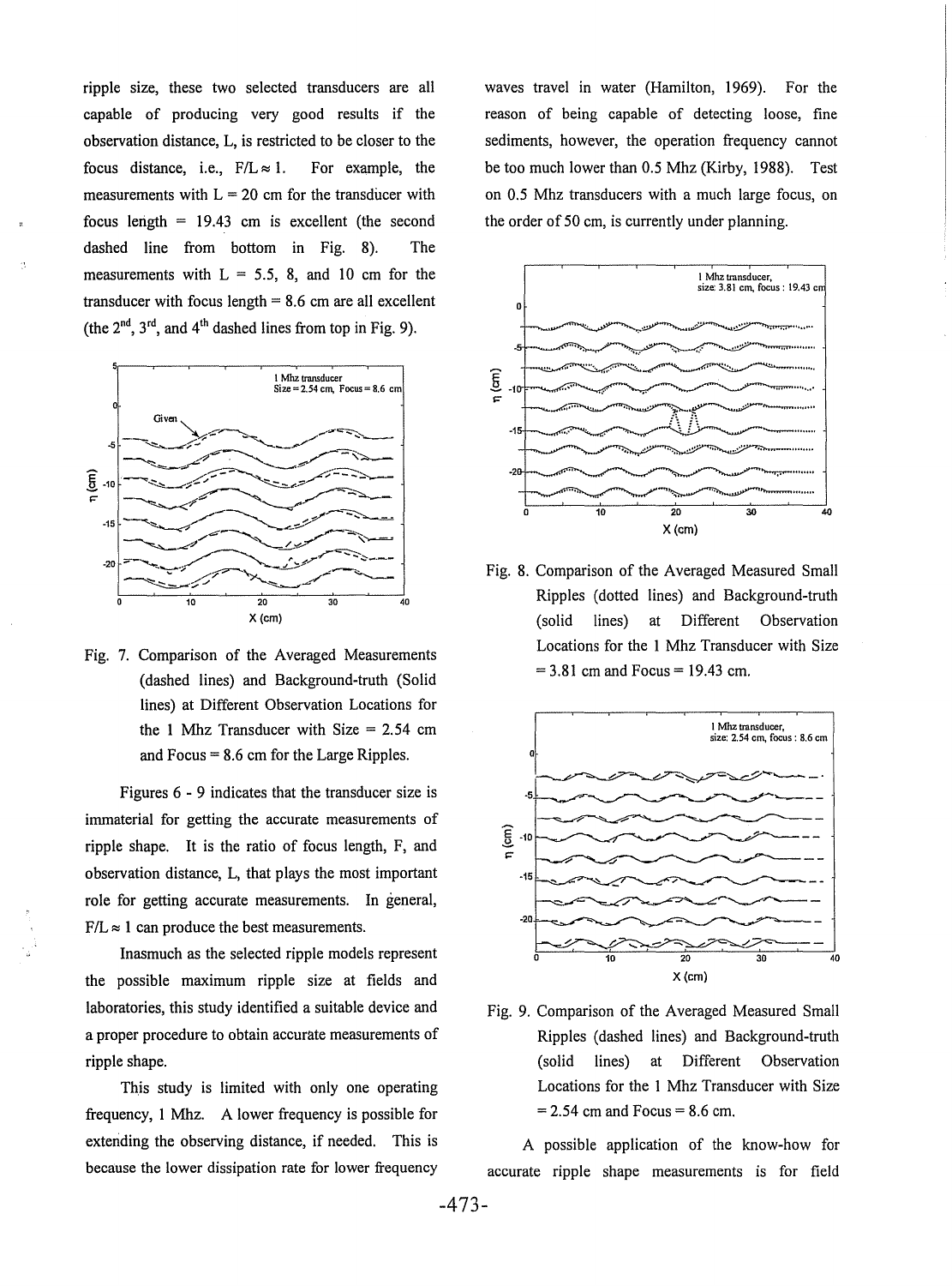ripple size, these two selected transducers are all capable of producing very good results if the observation distance, L, is restricted to be closer to the focus distance, i.e., $F/L \approx 1$. For example, the measurements with L = 20 cm for the transducer with focus length = 19.43 cm is excellent (the second dashed line from bottom in Fig. 8). The measurements with L = 5.5, 8, and 10 cm for the transducer with focus length = 8.6 cm are all excellent (the 2nd, 3rd, and 4th dashed lines from top in Fig. 9).

Fig. 7. Comparison of the Averaged Measurements (dashed lines) and Background-truth (Solid lines) at Different Observation Locations for the 1 Mhz Transducer with Size = 2.54 cm and Focus = 8.6 cm for the Large Ripples.

Figures 6 - 9 indicates that the transducer size is immaterial for getting the accurate measurements of ripple shape. It is the ratio of focus length, F, and observation distance, L, that plays the most important role for getting accurate measurements. In general, $F/L \approx 1$ can produce the best measurements.

Inasmuch as the selected ripple models represent the possible maximum ripple size at fields and laboratories, this study identified a suitable device and a proper procedure to obtain accurate measurements of ripple shape.

This study is limited with only one operating frequency, 1 Mhz. A lower frequency is possible for extending the observing distance, if needed. This is because the lower dissipation rate for lower frequency waves travel in water (Hamilton, 1969). For the reason of being capable of detecting loose, fine sediments, however, the operation frequency cannot be too much lower than 0.5 Mhz (Kirby, 1988). Test on 0.5 Mhz transducers with a much large focus, on the order of 50 cm, is currently under planning.

Fig. 8. Comparison of the Averaged Measured Small Ripples (dotted lines) and Background-truth (solid lines) at Different Observation Locations for the 1 Mhz Transducer with Size = 3.81 cm and Focus = 19.43 cm.

Fig. 9. Comparison of the Averaged Measured Small Ripples (dashed lines) and Background-truth (solid lines) at Different Observation Locations for the 1 Mhz Transducer with Size = 2.54 cm and Focus = 8.6 cm.

A possible application of the know-how for accurate ripple shape measurements is for field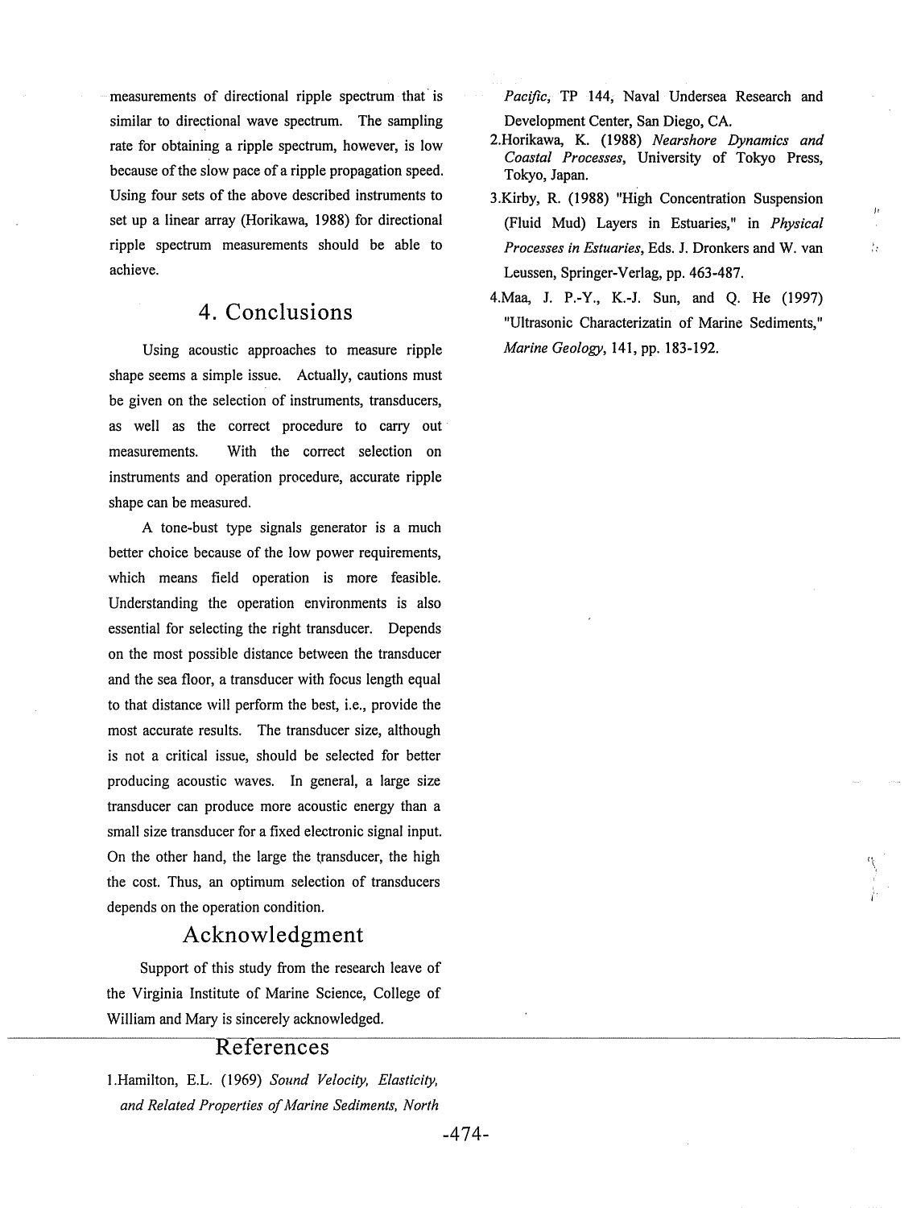measurements of directional ripple spectrum that is similar to directional wave spectrum. The sampling rate for obtaining a ripple spectrum, however, is low because of the slow pace of a ripple propagation speed. Using four sets of the above described instruments to set up a linear array (Horikawa, 1988) for directional ripple spectrum measurements should be able to achieve.

## 4. Conclusions

Using acoustic approaches to measure ripple shape seems a simple issue. Actually, cautions must be given on the selection of instruments, transducers, as well as the correct procedure to carry out measurements. With the correct selection on instruments and operation procedure, accurate ripple shape can be measured.

A tone-bust type signals generator is a much better choice because of the low power requirements, which means field operation is more feasible. Understanding the operation environments is also essential for selecting the right transducer. Depends on the most possible distance between the transducer and the sea floor, a transducer with focus length equal to that distance will perform the best, i.e., provide the most accurate results. The transducer size, although is not a critical issue, should be selected for better producing acoustic waves. In general, a large size transducer can produce more acoustic energy than a small size transducer for a fixed electronic signal input. On the other hand, the large the transducer, the high the cost. Thus, an optimum selection of transducers depends on the operation condition.

## Acknowledgment

Support of this study from the research leave of the Virginia Institute of Marine Science, College of William and Mary is sincerely acknowledged.

## References

1. Hamilton, E.L. (1969) *Sound Velocity, Elasticity, and Related Properties of Marine Sediments, North Pacific*, TP 144, Naval Undersea Research and Development Center, San Diego, CA.
2. Horikawa, K. (1988) *Nearshore Dynamics and Coastal Processes*, University of Tokyo Press, Tokyo, Japan.
3. Kirby, R. (1988) "High Concentration Suspension (Fluid Mud) Layers in Estuaries," in *Physical Processes in Estuaries*, Eds. J. Dronkers and W. van Leussen, Springer-Verlag, pp. 463-487.
4. Maa, J. P.-Y., K.-J. Sun, and Q. He (1997) "Ultrasonic Characterizatin of Marine Sediments," *Marine Geology*, 141, pp. 183-192.